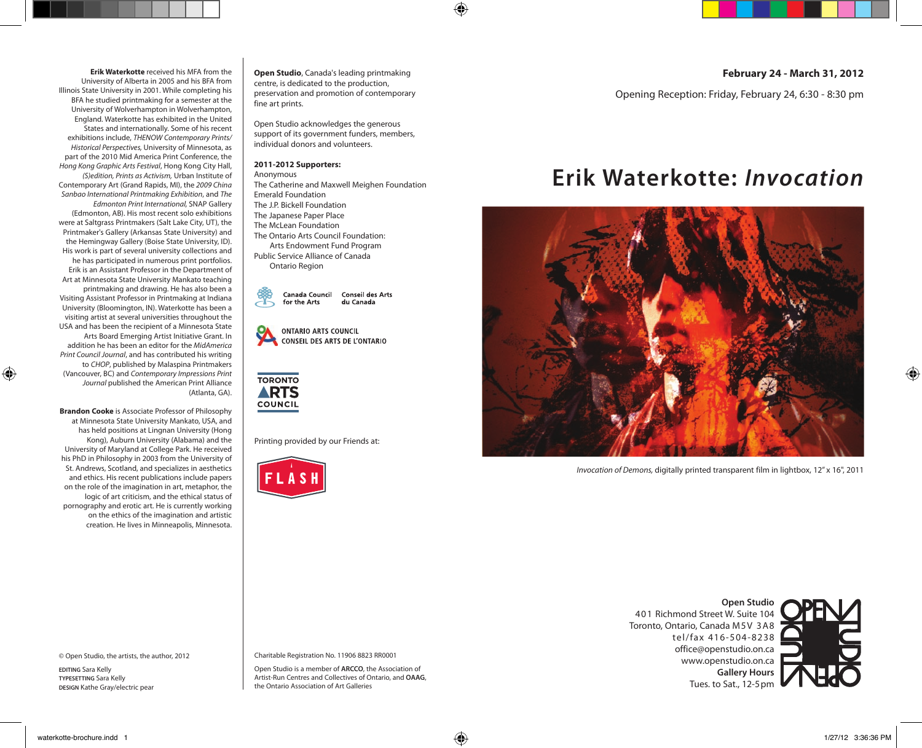**Erik Waterkotte** received his MFA from the University of Alberta in 2005 and his BFA from Illinois State University in 2001. While completing his BFA he studied printmaking for a semester at the University of Wolverhampton in Wolverhampton, England. Waterkotte has exhibited in the United States and internationally. Some of his recent exhibitions include, *THENOW Contemporary Prints/ Historical Perspectives,* University of Minnesota, as part of the 2010 Mid America Print Conference, the *Hong Kong Graphic Arts Festival*, Hong Kong City Hall, *(S)edition, Prints as Activism*, Urban Institute of Contemporary Art (Grand Rapids, MI), the *2009 China Sanbao International Printmaking Exhibition*, and *The Edmonton Print International,* SNAP Gallery (Edmonton, AB). His most recent solo exhibitions were at Saltgrass Printmakers (Salt Lake City, UT), the Printmaker's Gallery (Arkansas State University) and the Hemingway Gallery (Boise State University, ID). His work is part of several university collections and he has participated in numerous print portfolios. Erik is an Assistant Professor in the Department of Art at Minnesota State University Mankato teaching printmaking and drawing. He has also been a Visiting Assistant Professor in Printmaking at Indiana University (Bloomington, IN). Waterkotte has been a visiting artist at several universities throughout the USA and has been the recipient of a Minnesota State Arts Board Emerging Artist Initiative Grant. In addition he has been an editor for the *MidAmerica Print Council Journal*, and has contributed his writing to *CHOP*, published by Malaspina Printmakers (Vancouver, BC) and *Contemporary Impressions Print Journal* published the American Print Alliance (Atlanta, GA).

**Brandon Cooke** is Associate Professor of Philosophy at Minnesota State University Mankato, USA, and has held positions at Lingnan University (Hong Kong), Auburn University (Alabama) and the University of Maryland at College Park. He received his PhD in Philosophy in 2003 from the University of St. Andrews, Scotland, and specializes in aesthetics and ethics. His recent publications include papers on the role of the imagination in art, metaphor, the logic of art criticism, and the ethical status of pornography and erotic art. He is currently working on the ethics of the imagination and artistic creation. He lives in Minneapolis, Minnesota.

© Open Studio, the artists, the author, 2012

EDITING Sara Kelly
TYPESETTING Sara Kelly
DESIGN Kathe Gray/electric pear

**Open Studio**, Canada's leading printmaking centre, is dedicated to the production, preservation and promotion of contemporary fine art prints.

Open Studio acknowledges the generous support of its government funders, members, individual donors and volunteers.

**2011-2012 Supporters:**
Anonymous
The Catherine and Maxwell Meighen Foundation
Emerald Foundation
The J.P. Bickell Foundation
The Japanese Paper Place
The McLean Foundation
The Ontario Arts Council Foundation:
Arts Endowment Fund Program
Public Service Alliance of Canada
Ontario Region

Canada Council for the Arts | Conseil des Arts du Canada

ONTARIO ARTS COUNCIL
CONSEIL DES ARTS DE L'ONTARIO

TORONTO ARTS COUNCIL

Printing provided by our Friends at:

FLASH

Charitable Registration No. 11906 8823 RR0001

Open Studio is a member of **ARCCO**, the Association of Artist-Run Centres and Collectives of Ontario, and **OAAG**, the Ontario Association of Art Galleries

**February 24 - March 31, 2012**

Opening Reception: Friday, February 24, 6:30 - 8:30 pm

# Erik Waterkotte: *Invocation*

*Invocation of Demons*, digitally printed transparent film in lightbox, 12" x 16", 2011

**Open Studio**
401 Richmond Street W. Suite 104
Toronto, Ontario, Canada M5V 3A8
tel/fax 416-504-8238
office@openstudio.on.ca
www.openstudio.on.ca
**Gallery Hours**
Tues. to Sat., 12-5pm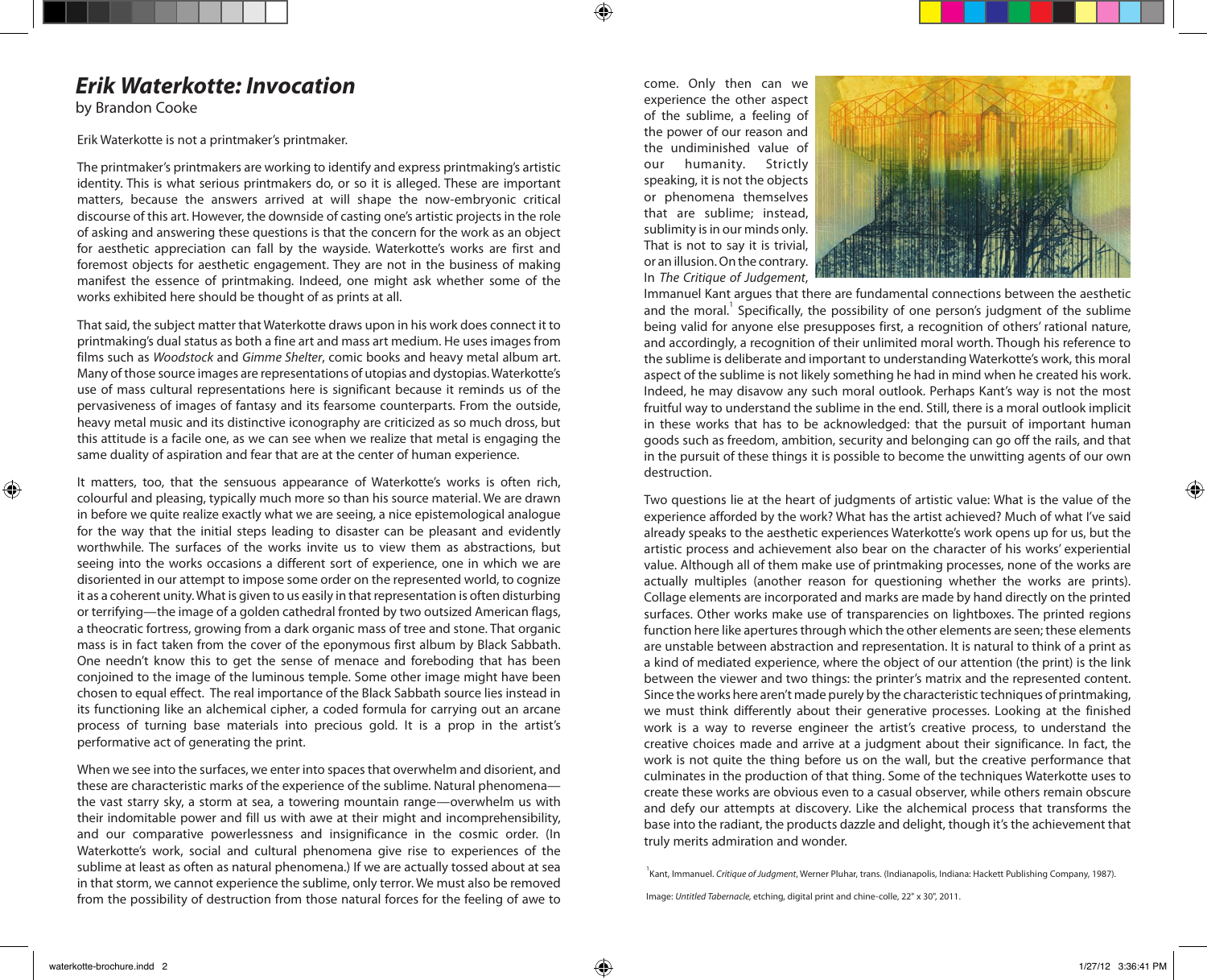# *Erik Waterkotte: Invocation*

by Brandon Cooke

Erik Waterkotte is not a printmaker's printmaker.

The printmaker's printmakers are working to identify and express printmaking's artistic identity. This is what serious printmakers do, or so it is alleged. These are important matters, because the answers arrived at will shape the now-embryonic critical discourse of this art. However, the downside of casting one's artistic projects in the role of asking and answering these questions is that the concern for the work as an object for aesthetic appreciation can fall by the wayside. Waterkotte's works are first and foremost objects for aesthetic engagement. They are not in the business of making manifest the essence of printmaking. Indeed, one might ask whether some of the works exhibited here should be thought of as prints at all.

That said, the subject matter that Waterkotte draws upon in his work does connect it to printmaking's dual status as both a fine art and mass art medium. He uses images from films such as *Woodstock* and *Gimme Shelter*, comic books and heavy metal album art. Many of those source images are representations of utopias and dystopias. Waterkotte's use of mass cultural representations here is significant because it reminds us of the pervasiveness of images of fantasy and its fearsome counterparts. From the outside, heavy metal music and its distinctive iconography are criticized as so much dross, but this attitude is a facile one, as we can see when we realize that metal is engaging the same duality of aspiration and fear that are at the center of human experience.

It matters, too, that the sensuous appearance of Waterkotte's works is often rich, colourful and pleasing, typically much more so than his source material. We are drawn in before we quite realize exactly what we are seeing, a nice epistemological analogue for the way that the initial steps leading to disaster can be pleasant and evidently worthwhile. The surfaces of the works invite us to view them as abstractions, but seeing into the works occasions a different sort of experience, one in which we are disoriented in our attempt to impose some order on the represented world, to cognize it as a coherent unity. What is given to us easily in that representation is often disturbing or terrifying—the image of a golden cathedral fronted by two outsized American flags, a theocratic fortress, growing from a dark organic mass of tree and stone. That organic mass is in fact taken from the cover of the eponymous first album by Black Sabbath. One needn't know this to get the sense of menace and foreboding that has been conjoined to the image of the luminous temple. Some other image might have been chosen to equal effect. The real importance of the Black Sabbath source lies instead in its functioning like an alchemical cipher, a coded formula for carrying out an arcane process of turning base materials into precious gold. It is a prop in the artist's performative act of generating the print.

When we see into the surfaces, we enter into spaces that overwhelm and disorient, and these are characteristic marks of the experience of the sublime. Natural phenomena—the vast starry sky, a storm at sea, a towering mountain range—overwhelm us with their indomitable power and fill us with awe at their might and incomprehensibility, and our comparative powerlessness and insignificance in the cosmic order. (In Waterkotte's work, social and cultural phenomena give rise to experiences of the sublime at least as often as natural phenomena.) If we are actually tossed about at sea in that storm, we cannot experience the sublime, only terror. We must also be removed from the possibility of destruction from those natural forces for the feeling of awe to come. Only then can we experience the other aspect of the sublime, a feeling of the power of our reason and the undiminished value of our humanity. Strictly speaking, it is not the objects or phenomena themselves that are sublime; instead, sublimity is in our minds only. That is not to say it is trivial, or an illusion. On the contrary. In *The Critique of Judgement*, Immanuel Kant argues that there are fundamental connections between the aesthetic and the moral.[1] Specifically, the possibility of one person's judgment of the sublime being valid for anyone else presupposes first, a recognition of others' rational nature, and accordingly, a recognition of their unlimited moral worth. Though his reference to the sublime is deliberate and important to understanding Waterkotte's work, this moral aspect of the sublime is not likely something he had in mind when he created his work. Indeed, he may disavow any such moral outlook. Perhaps Kant's way is not the most fruitful way to understand the sublime in the end. Still, there is a moral outlook implicit in these works that has to be acknowledged: that the pursuit of important human goods such as freedom, ambition, security and belonging can go off the rails, and that in the pursuit of these things it is possible to become the unwitting agents of our own destruction.

Two questions lie at the heart of judgments of artistic value: What is the value of the experience afforded by the work? What has the artist achieved? Much of what I've said already speaks to the aesthetic experiences Waterkotte's work opens up for us, but the artistic process and achievement also bear on the character of his works' experiential value. Although all of them make use of printmaking processes, none of the works are actually multiples (another reason for questioning whether the works are prints). Collage elements are incorporated and marks are made by hand directly on the printed surfaces. Other works make use of transparencies on lightboxes. The printed regions function here like apertures through which the other elements are seen; these elements are unstable between abstraction and representation. It is natural to think of a print as a kind of mediated experience, where the object of our attention (the print) is the link between the viewer and two things: the printer's matrix and the represented content. Since the works here aren't made purely by the characteristic techniques of printmaking, we must think differently about their generative processes. Looking at the finished work is a way to reverse engineer the artist's creative process, to understand the creative choices made and arrive at a judgment about their significance. In fact, the work is not quite the thing before us on the wall, but the creative performance that culminates in the production of that thing. Some of the techniques Waterkotte uses to create these works are obvious even to a casual observer, while others remain obscure and defy our attempts at discovery. Like the alchemical process that transforms the base into the radiant, the products dazzle and delight, though it's the achievement that truly merits admiration and wonder.

[1] Kant, Immanuel. *Critique of Judgment*, Werner Pluhar, trans. (Indianapolis, Indiana: Hackett Publishing Company, 1987).

Image: *Untitled Tabernacle*, etching, digital print and chine-colle, 22" x 30", 2011.